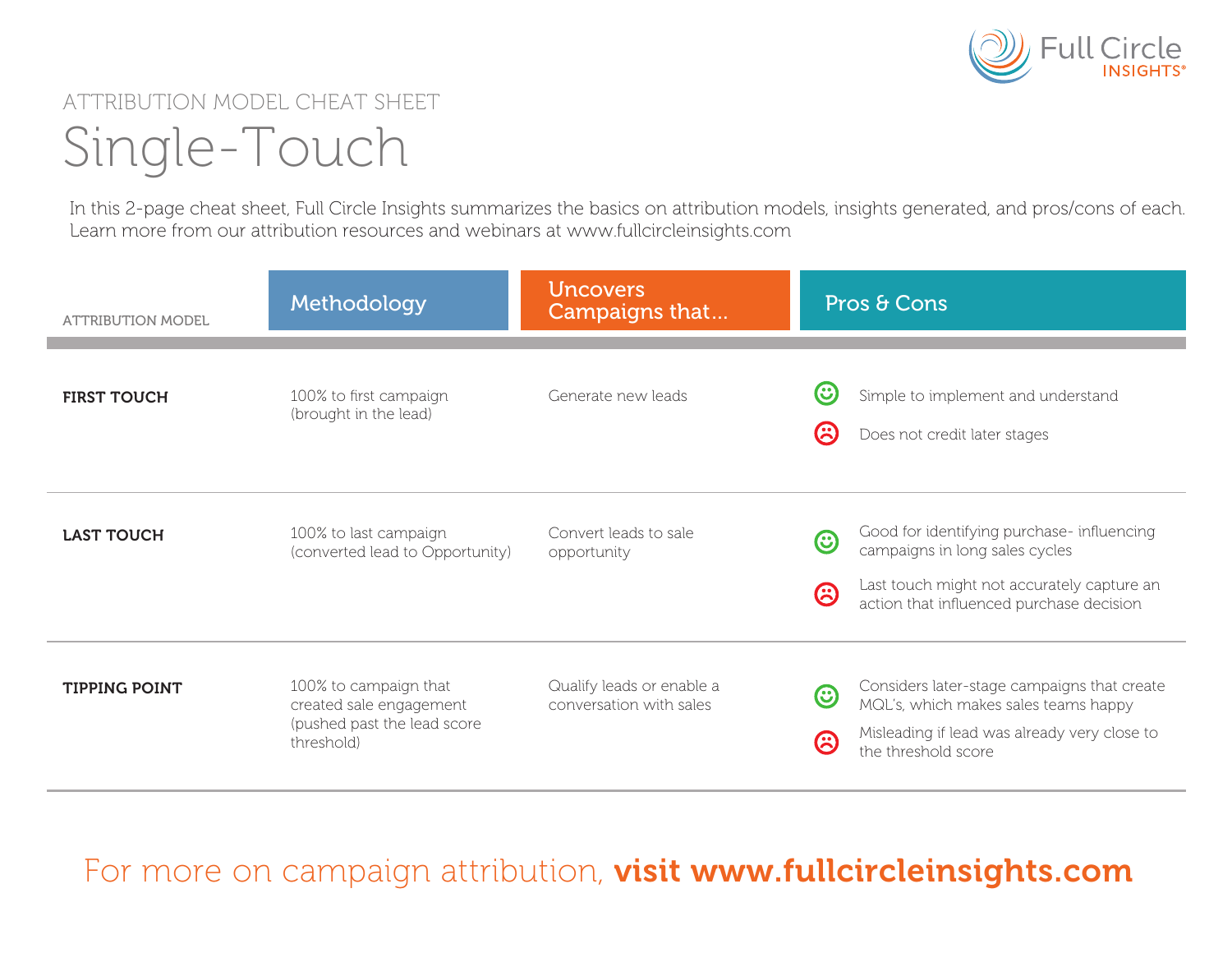ATTRIBUTION MODEL CHEAT SHEET

# Single-Touch

In this 2-page cheat sheet, Full Circle Insights summarizes the basics on attribution models, insights generated, and pros/cons of each. Learn more from our attribution resources and webinars at www.fullcircleinsights.com

| ATTRIBUTION MODEL | Methodology | Uncovers Campaigns that... | Pros & Cons |
|---|---|---|---|
| **FIRST TOUCH** | 100% to first campaign (brought in the lead) | Generate new leads | ☺ Simple to implement and understand<br>☹ Does not credit later stages |
| **LAST TOUCH** | 100% to last campaign (converted lead to Opportunity) | Convert leads to sale opportunity | ☺ Good for identifying purchase- influencing campaigns in long sales cycles<br>☹ Last touch might not accurately capture an action that influenced purchase decision |
| **TIPPING POINT** | 100% to campaign that created sale engagement (pushed past the lead score threshold) | Qualify leads or enable a conversation with sales | ☺ Considers later-stage campaigns that create MQL's, which makes sales teams happy<br>☹ Misleading if lead was already very close to the threshold score |

For more on campaign attribution, **visit www.fullcircleinsights.com**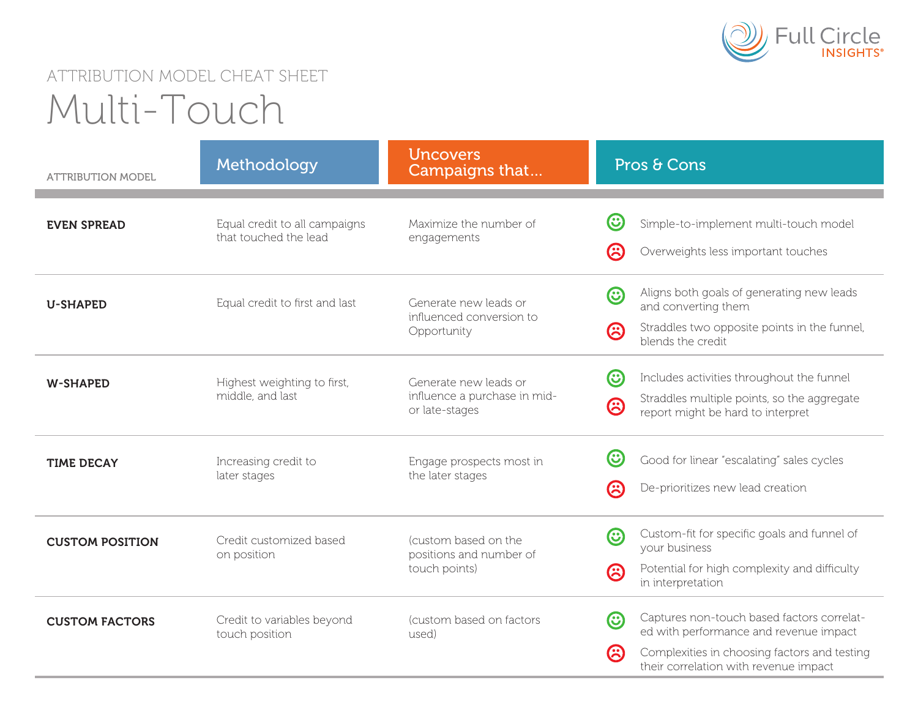ATTRIBUTION MODEL CHEAT SHEET

# Multi-Touch

| ATTRIBUTION MODEL | Methodology | Uncovers Campaigns that… | Pros & Cons |
|---|---|---|---|
| **EVEN SPREAD** | Equal credit to all campaigns that touched the lead | Maximize the number of engagements | ☺ Simple-to-implement multi-touch model<br>☹ Overweights less important touches |
| **U-SHAPED** | Equal credit to first and last | Generate new leads or influenced conversion to Opportunity | ☺ Aligns both goals of generating new leads and converting them<br>☹ Straddles two opposite points in the funnel, blends the credit |
| **W-SHAPED** | Highest weighting to first, middle, and last | Generate new leads or influence a purchase in mid- or late-stages | ☺ Includes activities throughout the funnel<br>☹ Straddles multiple points, so the aggregate report might be hard to interpret |
| **TIME DECAY** | Increasing credit to later stages | Engage prospects most in the later stages | ☺ Good for linear "escalating" sales cycles<br>☹ De-prioritizes new lead creation |
| **CUSTOM POSITION** | Credit customized based on position | (custom based on the positions and number of touch points) | ☺ Custom-fit for specific goals and funnel of your business<br>☹ Potential for high complexity and difficulty in interpretation |
| **CUSTOM FACTORS** | Credit to variables beyond touch position | (custom based on factors used) | ☺ Captures non-touch based factors correlated with performance and revenue impact<br>☹ Complexities in choosing factors and testing their correlation with revenue impact |